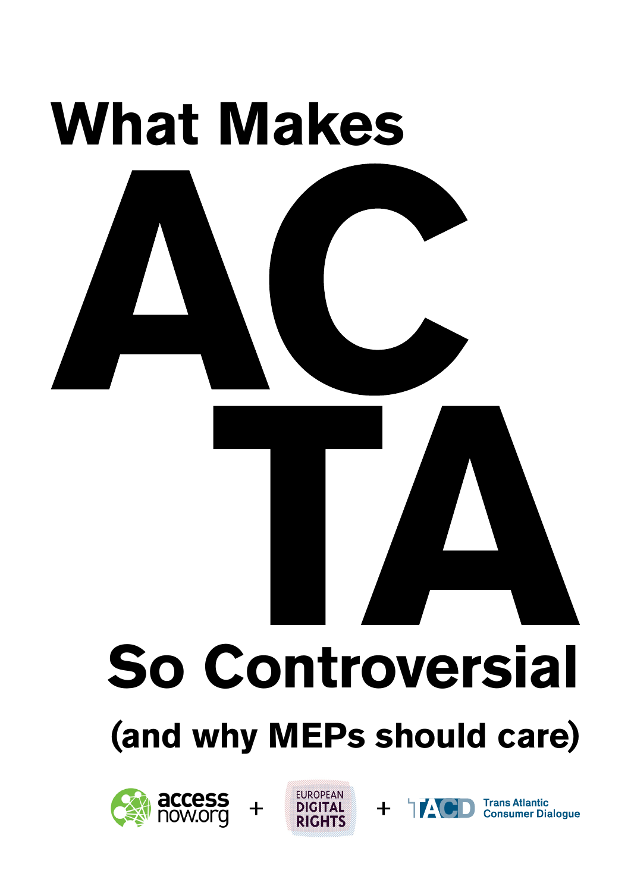# What Makes ACTA So Controversial

## (and why MEPs should care)

access now.org + EUROPEAN DIGITAL RIGHTS + TACD Trans Atlantic Consumer Dialogue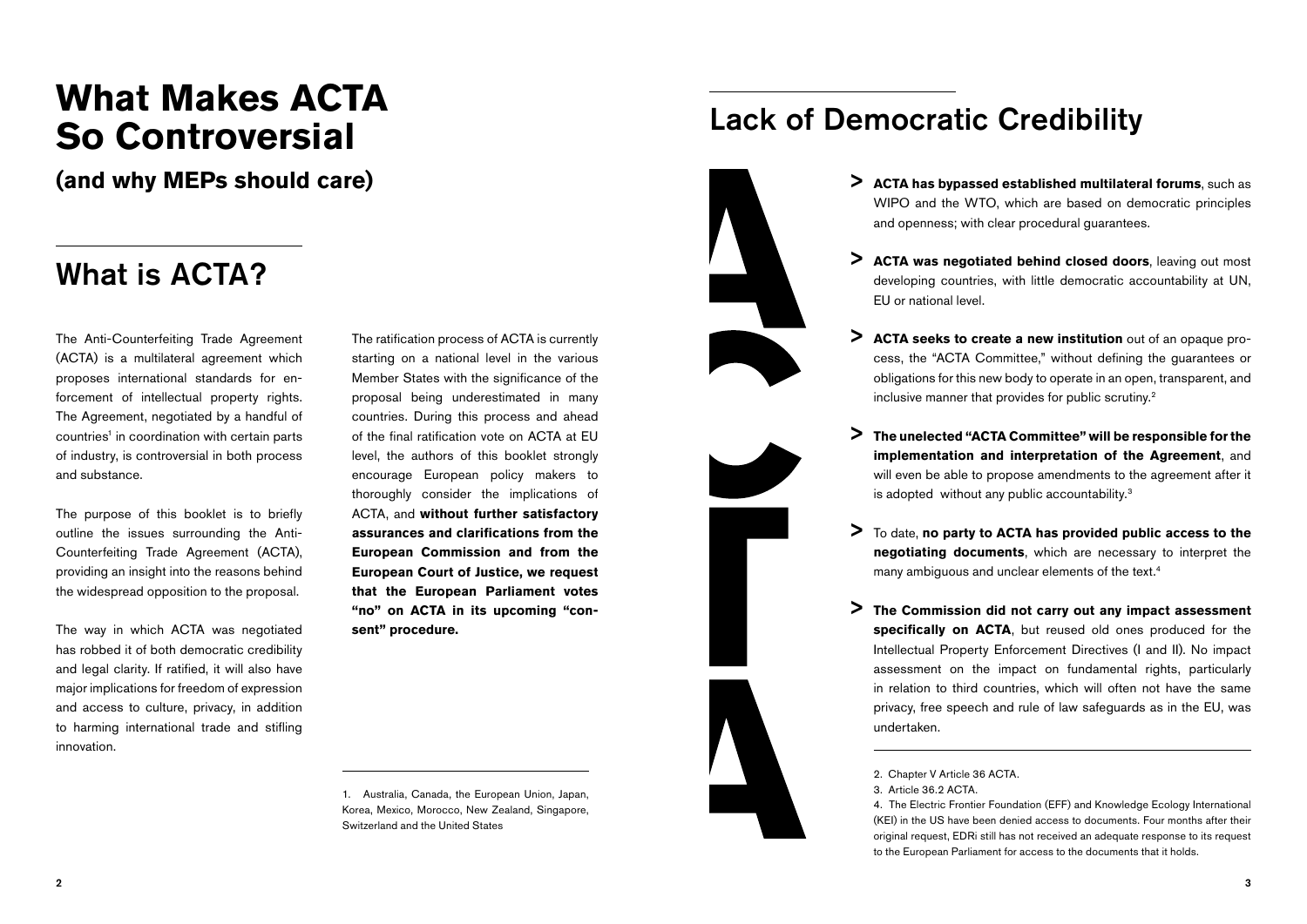# What Makes ACTA So Controversial

**(and why MEPs should care)**

## What is ACTA?

The Anti-Counterfeiting Trade Agreement (ACTA) is a multilateral agreement which proposes international standards for enforcement of intellectual property rights. The Agreement, negotiated by a handful of countries[1] in coordination with certain parts of industry, is controversial in both process and substance.

The purpose of this booklet is to briefly outline the issues surrounding the Anti-Counterfeiting Trade Agreement (ACTA), providing an insight into the reasons behind the widespread opposition to the proposal.

The way in which ACTA was negotiated has robbed it of both democratic credibility and legal clarity. If ratified, it will also have major implications for freedom of expression and access to culture, privacy, in addition to harming international trade and stifling innovation.

The ratification process of ACTA is currently starting on a national level in the various Member States with the significance of the proposal being underestimated in many countries. During this process and ahead of the final ratification vote on ACTA at EU level, the authors of this booklet strongly encourage European policy makers to thoroughly consider the implications of ACTA, and **without further satisfactory assurances and clarifications from the European Commission and from the European Court of Justice, we request that the European Parliament votes "no" on ACTA in its upcoming "consent" procedure.**

1. Australia, Canada, the European Union, Japan, Korea, Mexico, Morocco, New Zealand, Singapore, Switzerland and the United States

## Lack of Democratic Credibility

> **ACTA has bypassed established multilateral forums**, such as WIPO and the WTO, which are based on democratic principles and openness; with clear procedural guarantees.

> **ACTA was negotiated behind closed doors**, leaving out most developing countries, with little democratic accountability at UN, EU or national level.

> **ACTA seeks to create a new institution** out of an opaque process, the "ACTA Committee," without defining the guarantees or obligations for this new body to operate in an open, transparent, and inclusive manner that provides for public scrutiny.[2]

> **The unelected "ACTA Committee" will be responsible for the implementation and interpretation of the Agreement**, and will even be able to propose amendments to the agreement after it is adopted without any public accountability.[3]

> To date, **no party to ACTA has provided public access to the negotiating documents**, which are necessary to interpret the many ambiguous and unclear elements of the text.[4]

> **The Commission did not carry out any impact assessment specifically on ACTA**, but reused old ones produced for the Intellectual Property Enforcement Directives (I and II). No impact assessment on the impact on fundamental rights, particularly in relation to third countries, which will often not have the same privacy, free speech and rule of law safeguards as in the EU, was undertaken.

2. Chapter V Article 36 ACTA.
3. Article 36.2 ACTA.
4. The Electric Frontier Foundation (EFF) and Knowledge Ecology International (KEI) in the US have been denied access to documents. Four months after their original request, EDRi still has not received an adequate response to its request to the European Parliament for access to the documents that it holds.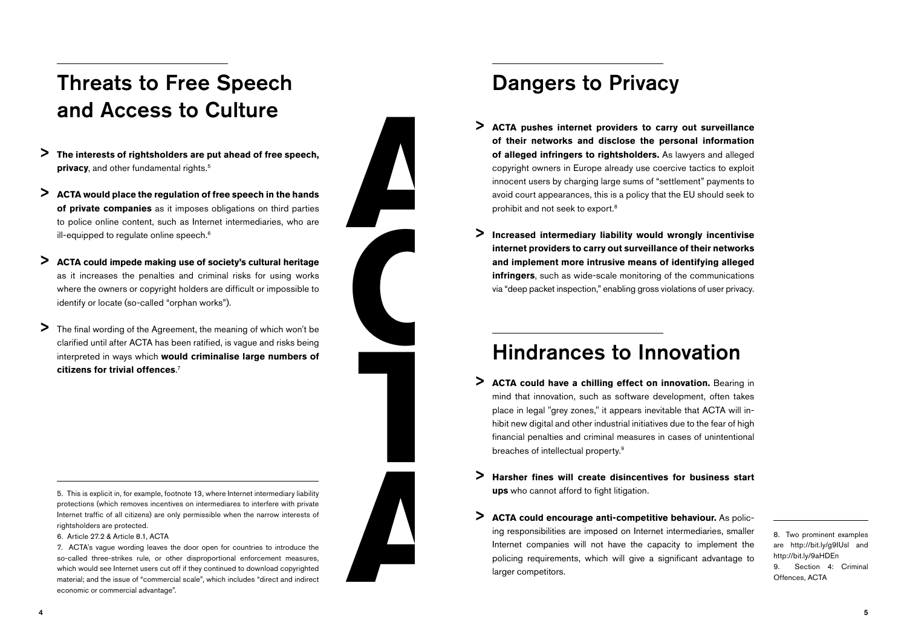## Threats to Free Speech and Access to Culture

> **The interests of rightsholders are put ahead of free speech, privacy**, and other fundamental rights.[5]

> **ACTA would place the regulation of free speech in the hands of private companies** as it imposes obligations on third parties to police online content, such as Internet intermediaries, who are ill-equipped to regulate online speech.[6]

> **ACTA could impede making use of society's cultural heritage** as it increases the penalties and criminal risks for using works where the owners or copyright holders are difficult or impossible to identify or locate (so-called "orphan works").

> The final wording of the Agreement, the meaning of which won't be clarified until after ACTA has been ratified, is vague and risks being interpreted in ways which **would criminalise large numbers of citizens for trivial offences**.[7]

5. This is explicit in, for example, footnote 13, where Internet intermediary liability protections (which removes incentives on intermediares to interfere with private Internet traffic of all citizens) are only permissible when the narrow interests of rightsholders are protected.

6. Article 27.2 & Article 8.1, ACTA

7. ACTA's vague wording leaves the door open for countries to introduce the so-called three-strikes rule, or other disproportional enforcement measures, which would see Internet users cut off if they continued to download copyrighted material; and the issue of "commercial scale", which includes "direct and indirect economic or commercial advantage".

ACTA

## Dangers to Privacy

> **ACTA pushes internet providers to carry out surveillance of their networks and disclose the personal information of alleged infringers to rightsholders.** As lawyers and alleged copyright owners in Europe already use coercive tactics to exploit innocent users by charging large sums of "settlement" payments to avoid court appearances, this is a policy that the EU should seek to prohibit and not seek to export.[8]

> **Increased intermediary liability would wrongly incentivise internet providers to carry out surveillance of their networks and implement more intrusive means of identifying alleged infringers**, such as wide-scale monitoring of the communications via "deep packet inspection," enabling gross violations of user privacy.

## Hindrances to Innovation

> **ACTA could have a chilling effect on innovation.** Bearing in mind that innovation, such as software development, often takes place in legal "grey zones," it appears inevitable that ACTA will inhibit new digital and other industrial initiatives due to the fear of high financial penalties and criminal measures in cases of unintentional breaches of intellectual property.[9]

> **Harsher fines will create disincentives for business start ups** who cannot afford to fight litigation.

> **ACTA could encourage anti-competitive behaviour.** As policing responsibilities are imposed on Internet intermediaries, smaller Internet companies will not have the capacity to implement the policing requirements, which will give a significant advantage to larger competitors.

8. Two prominent examples are http://bit.ly/g9lUsl and http://bit.ly/9aHDEn

9. Section 4: Criminal Offences, ACTA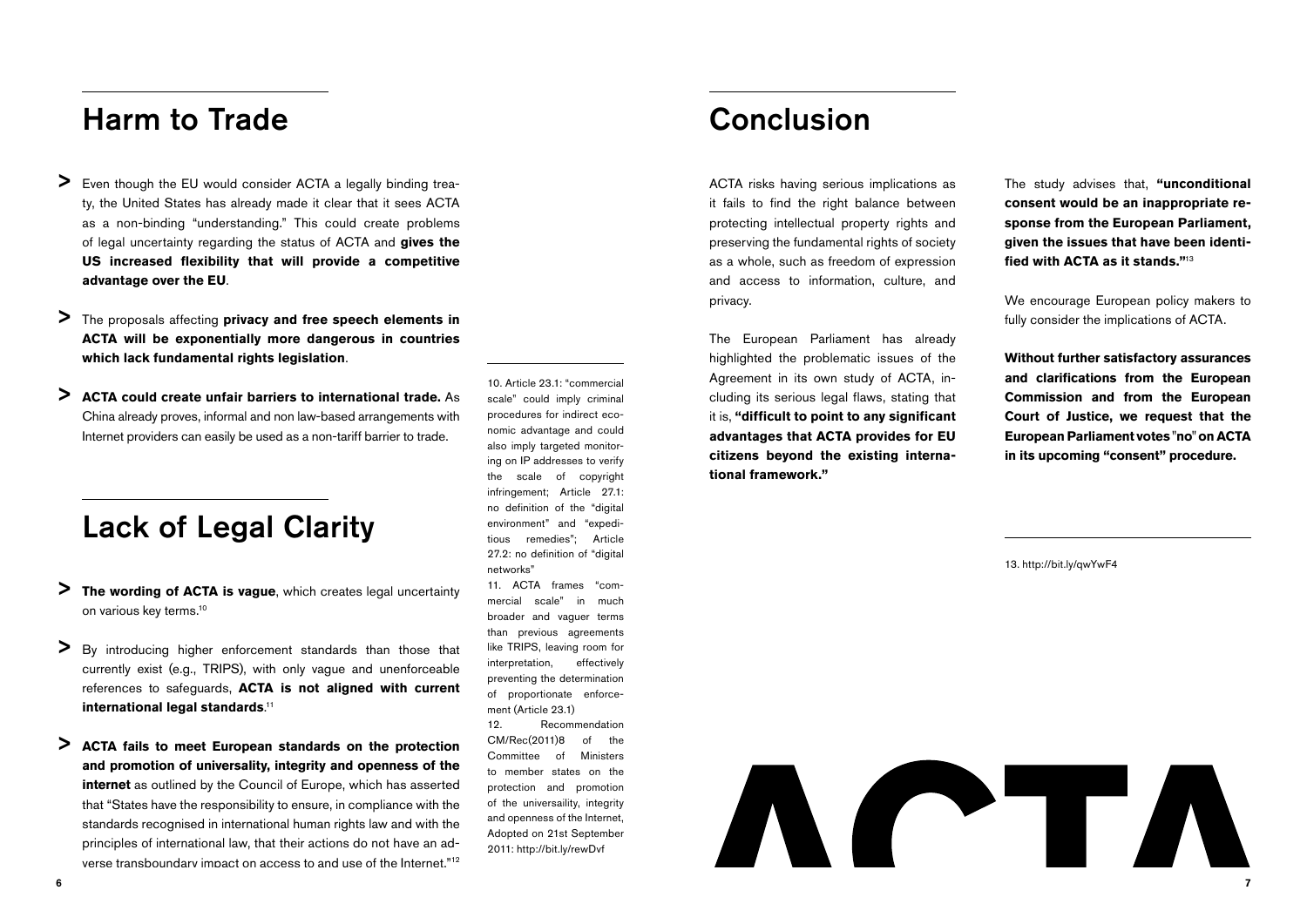## Harm to Trade

- Even though the EU would consider ACTA a legally binding treaty, the United States has already made it clear that it sees ACTA as a non-binding "understanding." This could create problems of legal uncertainty regarding the status of ACTA and **gives the US increased flexibility that will provide a competitive advantage over the EU**.
- The proposals affecting **privacy and free speech elements in ACTA will be exponentially more dangerous in countries which lack fundamental rights legislation**.
- **ACTA could create unfair barriers to international trade.** As China already proves, informal and non law-based arrangements with Internet providers can easily be used as a non-tariff barrier to trade.

## Lack of Legal Clarity

- **The wording of ACTA is vague**, which creates legal uncertainty on various key terms.[10]
- By introducing higher enforcement standards than those that currently exist (e.g., TRIPS), with only vague and unenforceable references to safeguards, **ACTA is not aligned with current international legal standards**.[11]
- **ACTA fails to meet European standards on the protection and promotion of universality, integrity and openness of the internet** as outlined by the Council of Europe, which has asserted that "States have the responsibility to ensure, in compliance with the standards recognised in international human rights law and with the principles of international law, that their actions do not have an adverse transboundary impact on access to and use of the Internet."[12]

10. Article 23.1: "commercial scale" could imply criminal procedures for indirect economic advantage and could also imply targeted monitoring on IP addresses to verify the scale of copyright infringement; Article 27.1: no definition of the "digital environment" and "expeditious remedies"; Article 27.2: no definition of "digital networks"

11. ACTA frames "commercial scale" in much broader and vaguer terms than previous agreements like TRIPS, leaving room for interpretation, effectively preventing the determination of proportionate enforcement (Article 23.1)

12. Recommendation CM/Rec(2011)8 of the Committee of Ministers to member states on the protection and promotion of the universaility, integrity and openness of the Internet, Adopted on 21st September 2011: http://bit.ly/rewDvf

## Conclusion

ACTA risks having serious implications as it fails to find the right balance between protecting intellectual property rights and preserving the fundamental rights of society as a whole, such as freedom of expression and access to information, culture, and privacy.

The European Parliament has already highlighted the problematic issues of the Agreement in its own study of ACTA, including its serious legal flaws, stating that it is, **"difficult to point to any significant advantages that ACTA provides for EU citizens beyond the existing international framework."**

The study advises that, **"unconditional consent would be an inappropriate response from the European Parliament, given the issues that have been identified with ACTA as it stands."**[13]

We encourage European policy makers to fully consider the implications of ACTA.

**Without further satisfactory assurances and clarifications from the European Commission and from the European Court of Justice, we request that the European Parliament votes "no" on ACTA in its upcoming "consent" procedure.**

13. http://bit.ly/qwYwF4

ACTA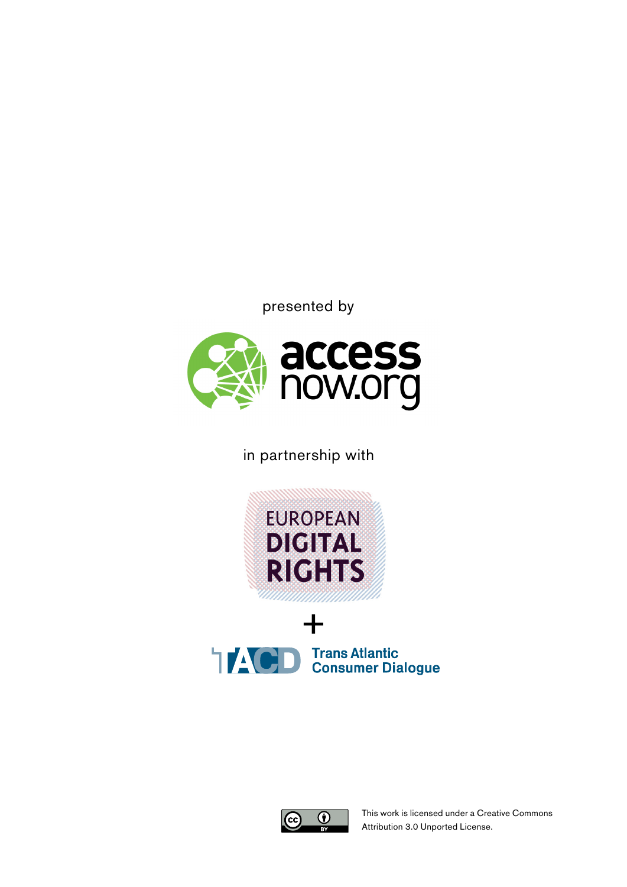presented by

access
now.org

in partnership with

EUROPEAN
DIGITAL
RIGHTS

+

TACD Trans Atlantic Consumer Dialogue

This work is licensed under a Creative Commons Attribution 3.0 Unported License.